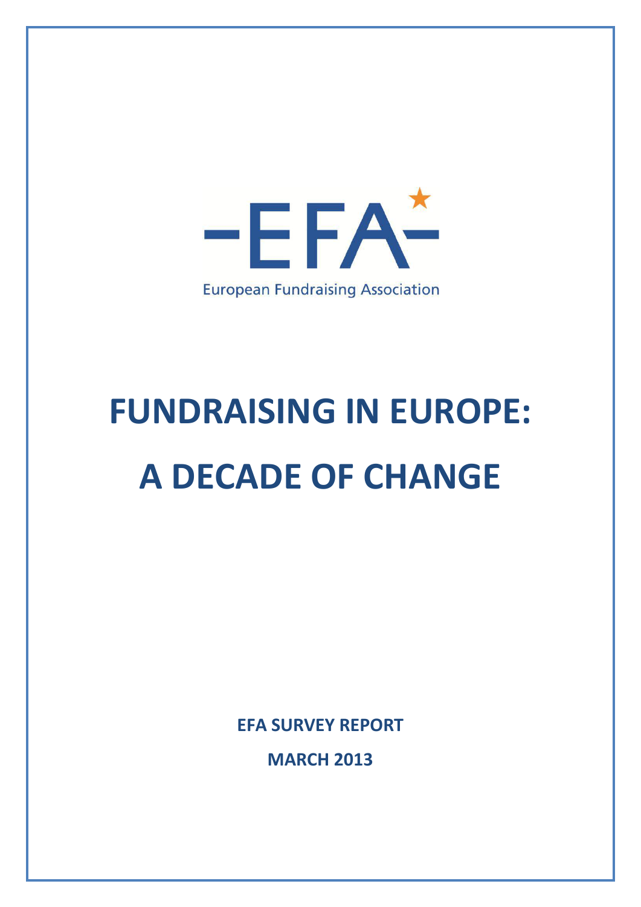-EFA-

European Fundraising Association

# FUNDRAISING IN EUROPE: A DECADE OF CHANGE

**EFA SURVEY REPORT**

**MARCH 2013**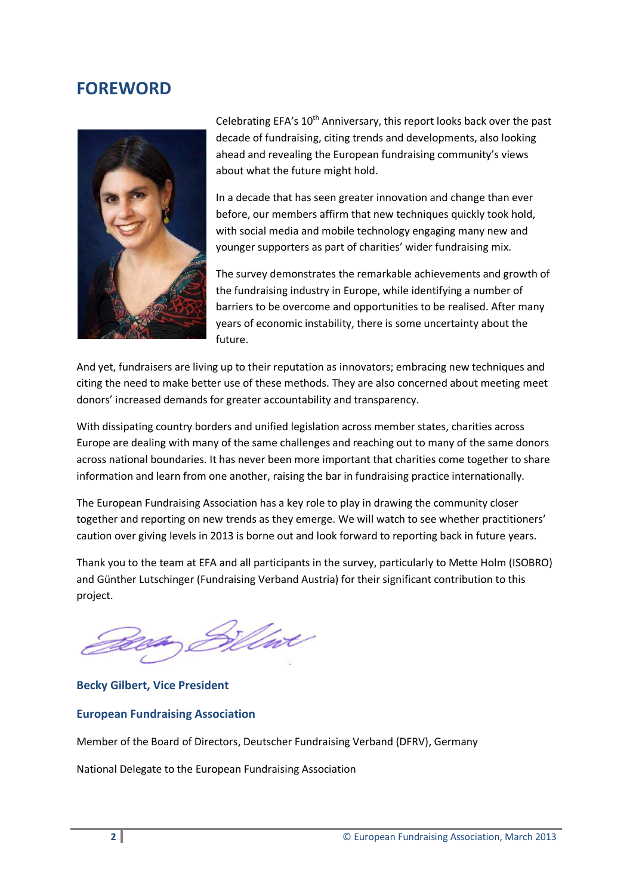# FOREWORD

Celebrating EFA's 10th Anniversary, this report looks back over the past decade of fundraising, citing trends and developments, also looking ahead and revealing the European fundraising community's views about what the future might hold.

In a decade that has seen greater innovation and change than ever before, our members affirm that new techniques quickly took hold, with social media and mobile technology engaging many new and younger supporters as part of charities' wider fundraising mix.

The survey demonstrates the remarkable achievements and growth of the fundraising industry in Europe, while identifying a number of barriers to be overcome and opportunities to be realised. After many years of economic instability, there is some uncertainty about the future.

And yet, fundraisers are living up to their reputation as innovators; embracing new techniques and citing the need to make better use of these methods. They are also concerned about meeting meet donors' increased demands for greater accountability and transparency.

With dissipating country borders and unified legislation across member states, charities across Europe are dealing with many of the same challenges and reaching out to many of the same donors across national boundaries. It has never been more important that charities come together to share information and learn from one another, raising the bar in fundraising practice internationally.

The European Fundraising Association has a key role to play in drawing the community closer together and reporting on new trends as they emerge. We will watch to see whether practitioners' caution over giving levels in 2013 is borne out and look forward to reporting back in future years.

Thank you to the team at EFA and all participants in the survey, particularly to Mette Holm (ISOBRO) and Günther Lutschinger (Fundraising Verband Austria) for their significant contribution to this project.

**Becky Gilbert, Vice President**

**European Fundraising Association**

Member of the Board of Directors, Deutscher Fundraising Verband (DFRV), Germany

National Delegate to the European Fundraising Association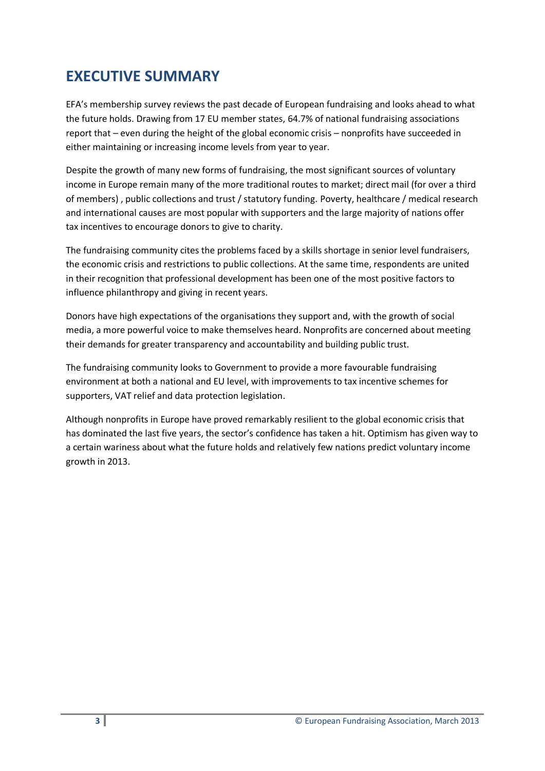# EXECUTIVE SUMMARY

EFA's membership survey reviews the past decade of European fundraising and looks ahead to what the future holds. Drawing from 17 EU member states, 64.7% of national fundraising associations report that – even during the height of the global economic crisis – nonprofits have succeeded in either maintaining or increasing income levels from year to year.

Despite the growth of many new forms of fundraising, the most significant sources of voluntary income in Europe remain many of the more traditional routes to market; direct mail (for over a third of members) , public collections and trust / statutory funding. Poverty, healthcare / medical research and international causes are most popular with supporters and the large majority of nations offer tax incentives to encourage donors to give to charity.

The fundraising community cites the problems faced by a skills shortage in senior level fundraisers, the economic crisis and restrictions to public collections. At the same time, respondents are united in their recognition that professional development has been one of the most positive factors to influence philanthropy and giving in recent years.

Donors have high expectations of the organisations they support and, with the growth of social media, a more powerful voice to make themselves heard. Nonprofits are concerned about meeting their demands for greater transparency and accountability and building public trust.

The fundraising community looks to Government to provide a more favourable fundraising environment at both a national and EU level, with improvements to tax incentive schemes for supporters, VAT relief and data protection legislation.

Although nonprofits in Europe have proved remarkably resilient to the global economic crisis that has dominated the last five years, the sector's confidence has taken a hit. Optimism has given way to a certain wariness about what the future holds and relatively few nations predict voluntary income growth in 2013.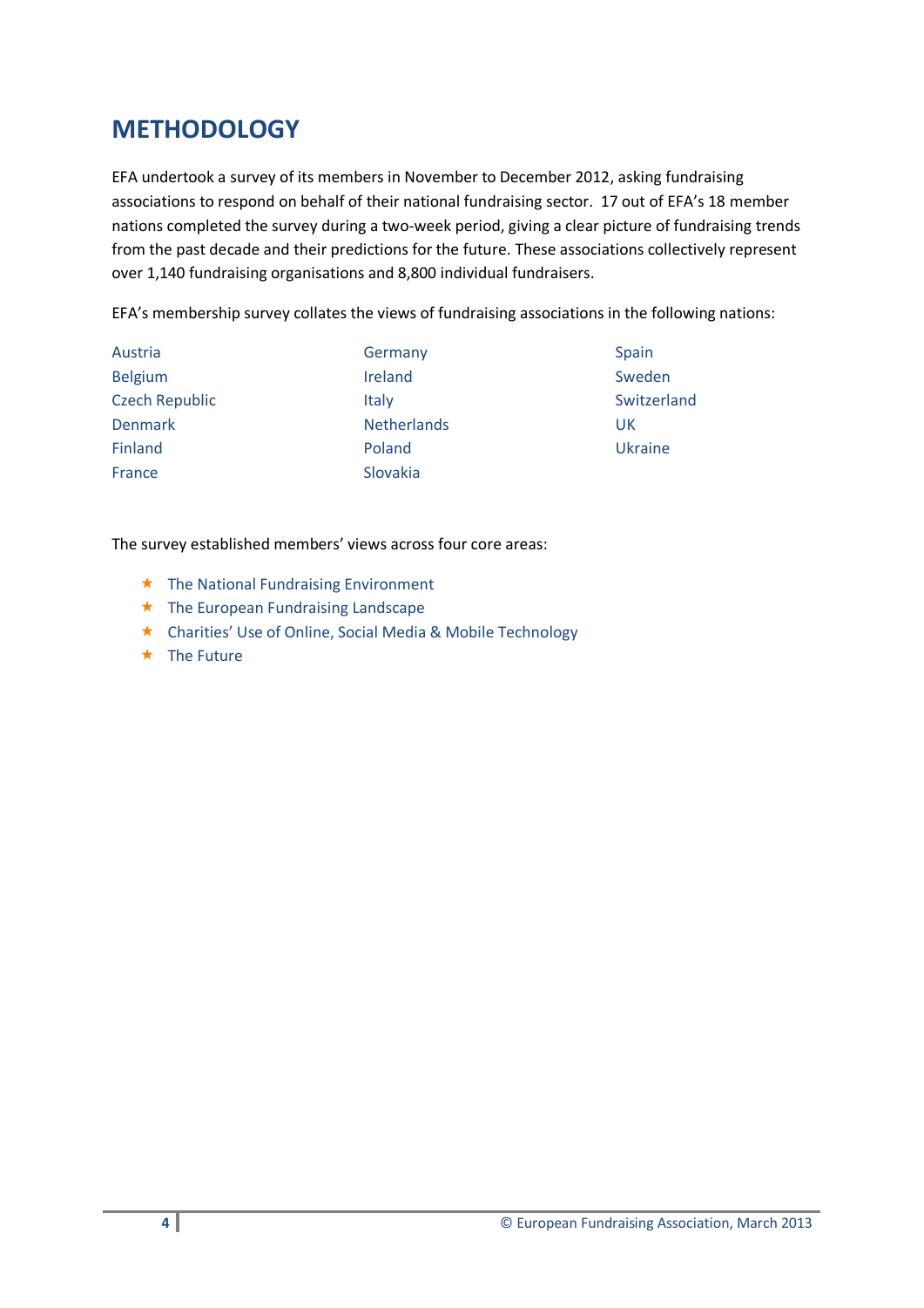# METHODOLOGY

EFA undertook a survey of its members in November to December 2012, asking fundraising associations to respond on behalf of their national fundraising sector. 17 out of EFA's 18 member nations completed the survey during a two-week period, giving a clear picture of fundraising trends from the past decade and their predictions for the future. These associations collectively represent over 1,140 fundraising organisations and 8,800 individual fundraisers.

EFA's membership survey collates the views of fundraising associations in the following nations:

- Austria
- Belgium
- Czech Republic
- Denmark
- Finland
- France
- Germany
- Ireland
- Italy
- Netherlands
- Poland
- Slovakia
- Spain
- Sweden
- Switzerland
- UK
- Ukraine

The survey established members' views across four core areas:

- The National Fundraising Environment
- The European Fundraising Landscape
- Charities' Use of Online, Social Media & Mobile Technology
- The Future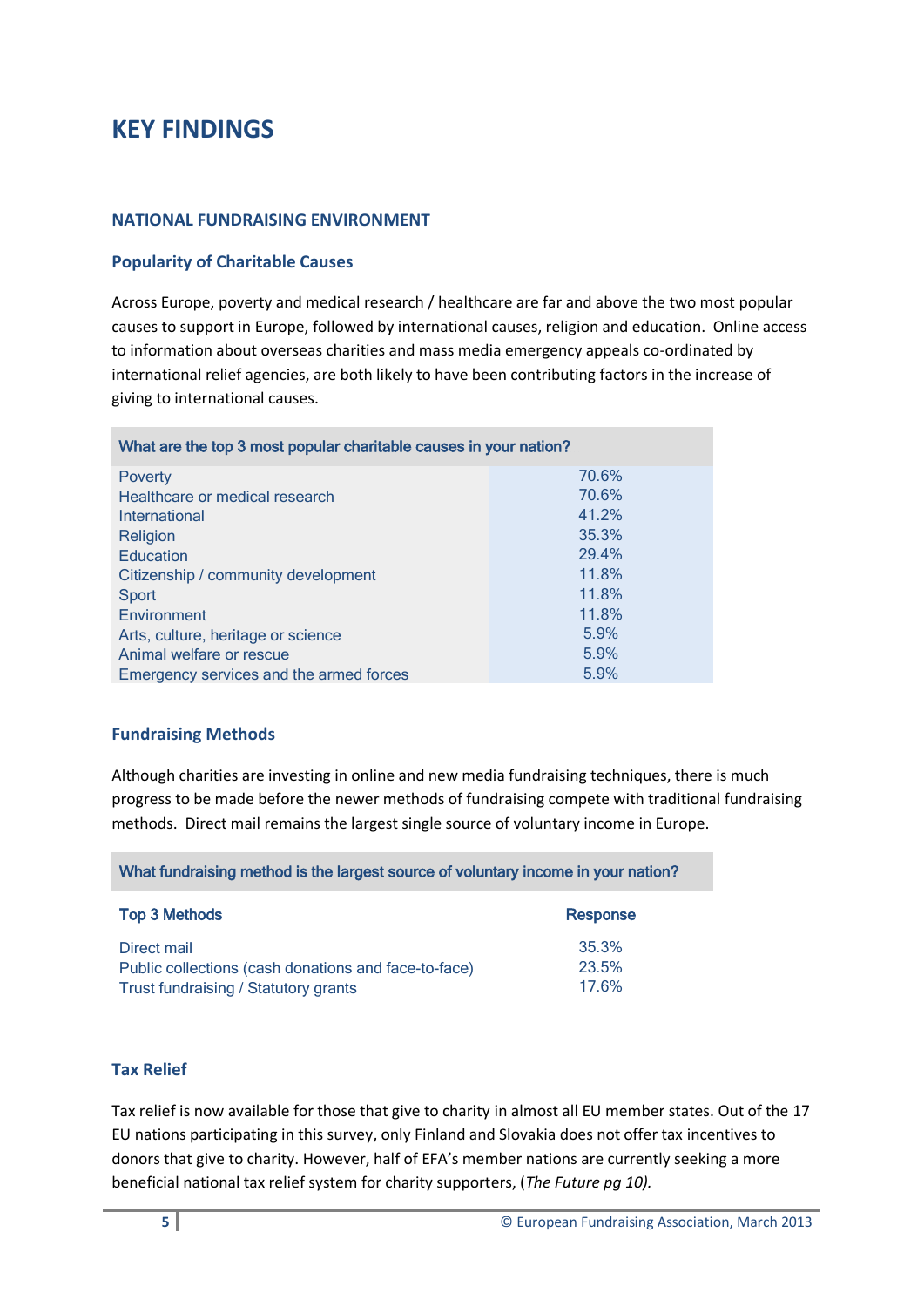# KEY FINDINGS

## NATIONAL FUNDRAISING ENVIRONMENT

### Popularity of Charitable Causes

Across Europe, poverty and medical research / healthcare are far and above the two most popular causes to support in Europe, followed by international causes, religion and education. Online access to information about overseas charities and mass media emergency appeals co-ordinated by international relief agencies, are both likely to have been contributing factors in the increase of giving to international causes.

| What are the top 3 most popular charitable causes in your nation? | |
|---|---|
| Poverty | 70.6% |
| Healthcare or medical research | 70.6% |
| International | 41.2% |
| Religion | 35.3% |
| Education | 29.4% |
| Citizenship / community development | 11.8% |
| Sport | 11.8% |
| Environment | 11.8% |
| Arts, culture, heritage or science | 5.9% |
| Animal welfare or rescue | 5.9% |
| Emergency services and the armed forces | 5.9% |

### Fundraising Methods

Although charities are investing in online and new media fundraising techniques, there is much progress to be made before the newer methods of fundraising compete with traditional fundraising methods. Direct mail remains the largest single source of voluntary income in Europe.

What fundraising method is the largest source of voluntary income in your nation?

| Top 3 Methods | Response |
|---|---|
| Direct mail | 35.3% |
| Public collections (cash donations and face-to-face) | 23.5% |
| Trust fundraising / Statutory grants | 17.6% |

### Tax Relief

Tax relief is now available for those that give to charity in almost all EU member states. Out of the 17 EU nations participating in this survey, only Finland and Slovakia does not offer tax incentives to donors that give to charity. However, half of EFA's member nations are currently seeking a more beneficial national tax relief system for charity supporters, (*The Future pg 10).*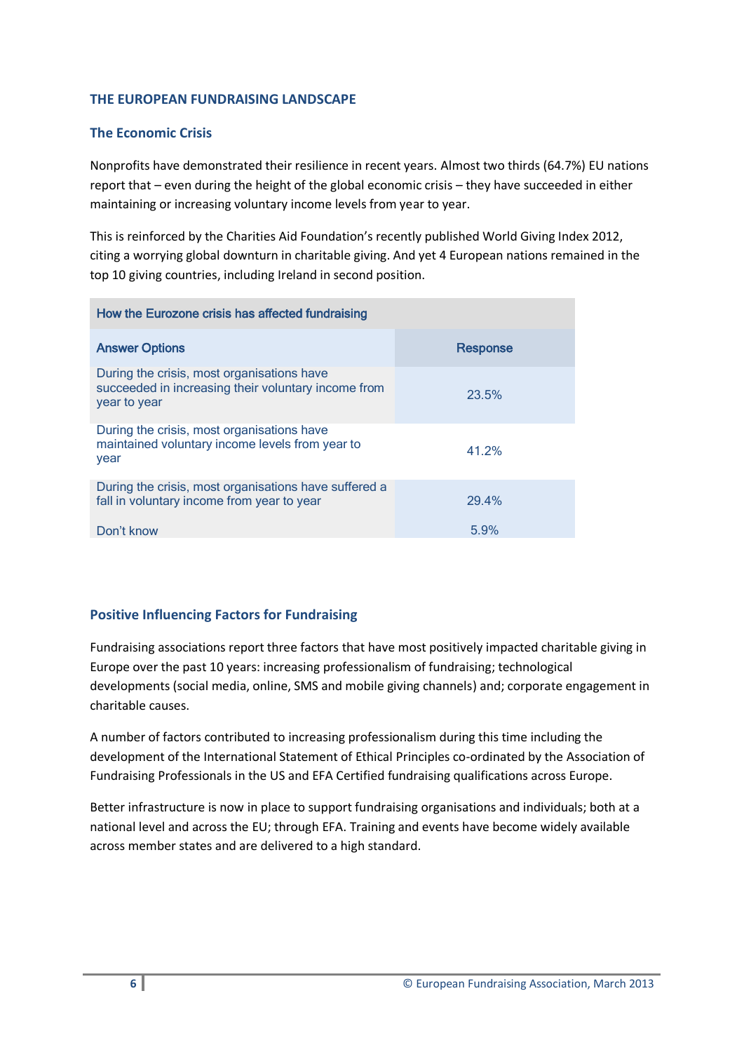## THE EUROPEAN FUNDRAISING LANDSCAPE

### The Economic Crisis

Nonprofits have demonstrated their resilience in recent years. Almost two thirds (64.7%) EU nations report that – even during the height of the global economic crisis – they have succeeded in either maintaining or increasing voluntary income levels from year to year.

This is reinforced by the Charities Aid Foundation's recently published World Giving Index 2012, citing a worrying global downturn in charitable giving. And yet 4 European nations remained in the top 10 giving countries, including Ireland in second position.

| How the Eurozone crisis has affected fundraising | |
|---|---|
| **Answer Options** | **Response** |
| During the crisis, most organisations have succeeded in increasing their voluntary income from year to year | 23.5% |
| During the crisis, most organisations have maintained voluntary income levels from year to year | 41.2% |
| During the crisis, most organisations have suffered a fall in voluntary income from year to year | 29.4% |
| Don't know | 5.9% |

### Positive Influencing Factors for Fundraising

Fundraising associations report three factors that have most positively impacted charitable giving in Europe over the past 10 years: increasing professionalism of fundraising; technological developments (social media, online, SMS and mobile giving channels) and; corporate engagement in charitable causes.

A number of factors contributed to increasing professionalism during this time including the development of the International Statement of Ethical Principles co-ordinated by the Association of Fundraising Professionals in the US and EFA Certified fundraising qualifications across Europe.

Better infrastructure is now in place to support fundraising organisations and individuals; both at a national level and across the EU; through EFA. Training and events have become widely available across member states and are delivered to a high standard.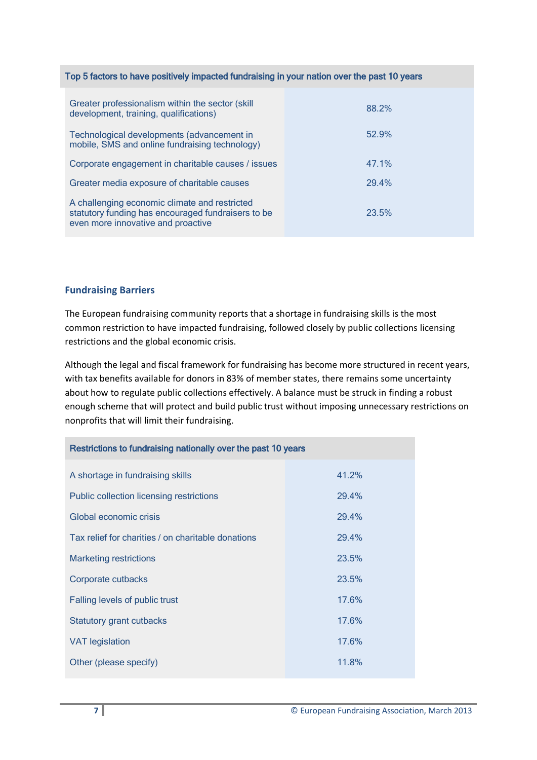| Top 5 factors to have positively impacted fundraising in your nation over the past 10 years | |
|---|---|
| Greater professionalism within the sector (skill development, training, qualifications) | 88.2% |
| Technological developments (advancement in mobile, SMS and online fundraising technology) | 52.9% |
| Corporate engagement in charitable causes / issues | 47.1% |
| Greater media exposure of charitable causes | 29.4% |
| A challenging economic climate and restricted statutory funding has encouraged fundraisers to be even more innovative and proactive | 23.5% |

### Fundraising Barriers

The European fundraising community reports that a shortage in fundraising skills is the most common restriction to have impacted fundraising, followed closely by public collections licensing restrictions and the global economic crisis.

Although the legal and fiscal framework for fundraising has become more structured in recent years, with tax benefits available for donors in 83% of member states, there remains some uncertainty about how to regulate public collections effectively. A balance must be struck in finding a robust enough scheme that will protect and build public trust without imposing unnecessary restrictions on nonprofits that will limit their fundraising.

| Restrictions to fundraising nationally over the past 10 years | |
|---|---|
| A shortage in fundraising skills | 41.2% |
| Public collection licensing restrictions | 29.4% |
| Global economic crisis | 29.4% |
| Tax relief for charities / on charitable donations | 29.4% |
| Marketing restrictions | 23.5% |
| Corporate cutbacks | 23.5% |
| Falling levels of public trust | 17.6% |
| Statutory grant cutbacks | 17.6% |
| VAT legislation | 17.6% |
| Other (please specify) | 11.8% |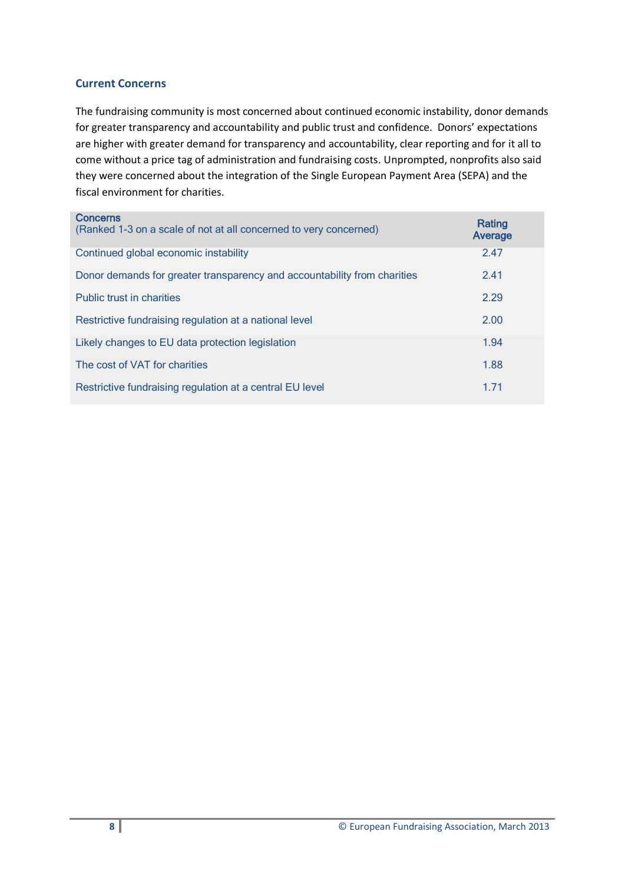## Current Concerns

The fundraising community is most concerned about continued economic instability, donor demands for greater transparency and accountability and public trust and confidence. Donors' expectations are higher with greater demand for transparency and accountability, clear reporting and for it all to come without a price tag of administration and fundraising costs. Unprompted, nonprofits also said they were concerned about the integration of the Single European Payment Area (SEPA) and the fiscal environment for charities.

| Concerns<br>(Ranked 1-3 on a scale of not at all concerned to very concerned) | Rating Average |
|---|---|
| Continued global economic instability | 2.47 |
| Donor demands for greater transparency and accountability from charities | 2.41 |
| Public trust in charities | 2.29 |
| Restrictive fundraising regulation at a national level | 2.00 |
| Likely changes to EU data protection legislation | 1.94 |
| The cost of VAT for charities | 1.88 |
| Restrictive fundraising regulation at a central EU level | 1.71 |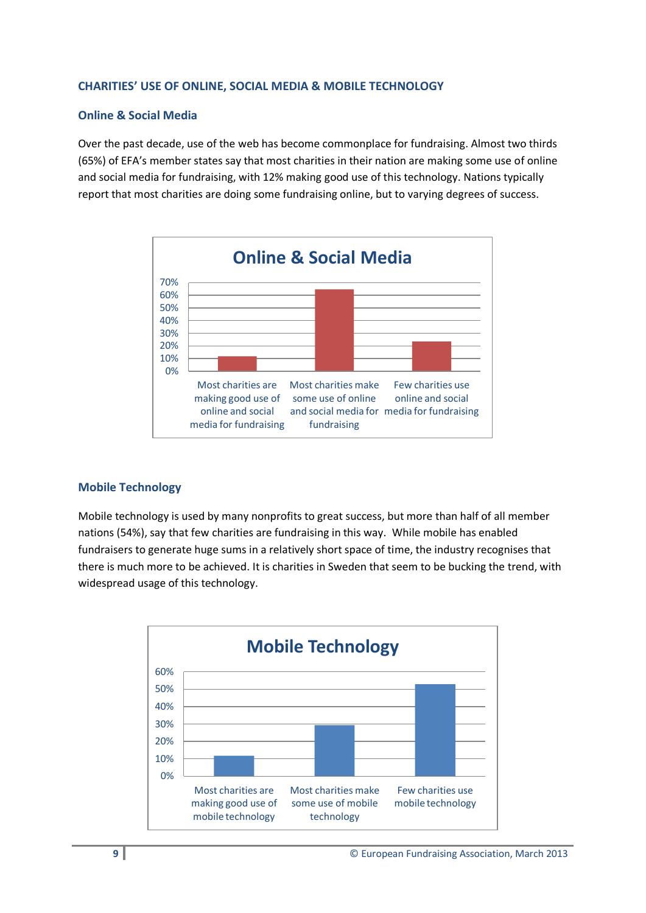## CHARITIES' USE OF ONLINE, SOCIAL MEDIA & MOBILE TECHNOLOGY

### Online & Social Media

Over the past decade, use of the web has become commonplace for fundraising. Almost two thirds (65%) of EFA's member states say that most charities in their nation are making some use of online and social media for fundraising, with 12% making good use of this technology. Nations typically report that most charities are doing some fundraising online, but to varying degrees of success.

**Online & Social Media**

| Category | Approx. share |
|---|---|
| Most charities are making good use of online and social media for fundraising | ~12% |
| Most charities make some use of online and social media for fundraising | ~65% |
| Few charities use online and social media for fundraising | ~23% |

### Mobile Technology

Mobile technology is used by many nonprofits to great success, but more than half of all member nations (54%), say that few charities are fundraising in this way. While mobile has enabled fundraisers to generate huge sums in a relatively short space of time, the industry recognises that there is much more to be achieved. It is charities in Sweden that seem to be bucking the trend, with widespread usage of this technology.

**Mobile Technology**

| Category | Approx. share |
|---|---|
| Most charities are making good use of mobile technology | ~12% |
| Most charities make some use of mobile technology | ~29% |
| Few charities use mobile technology | ~54% |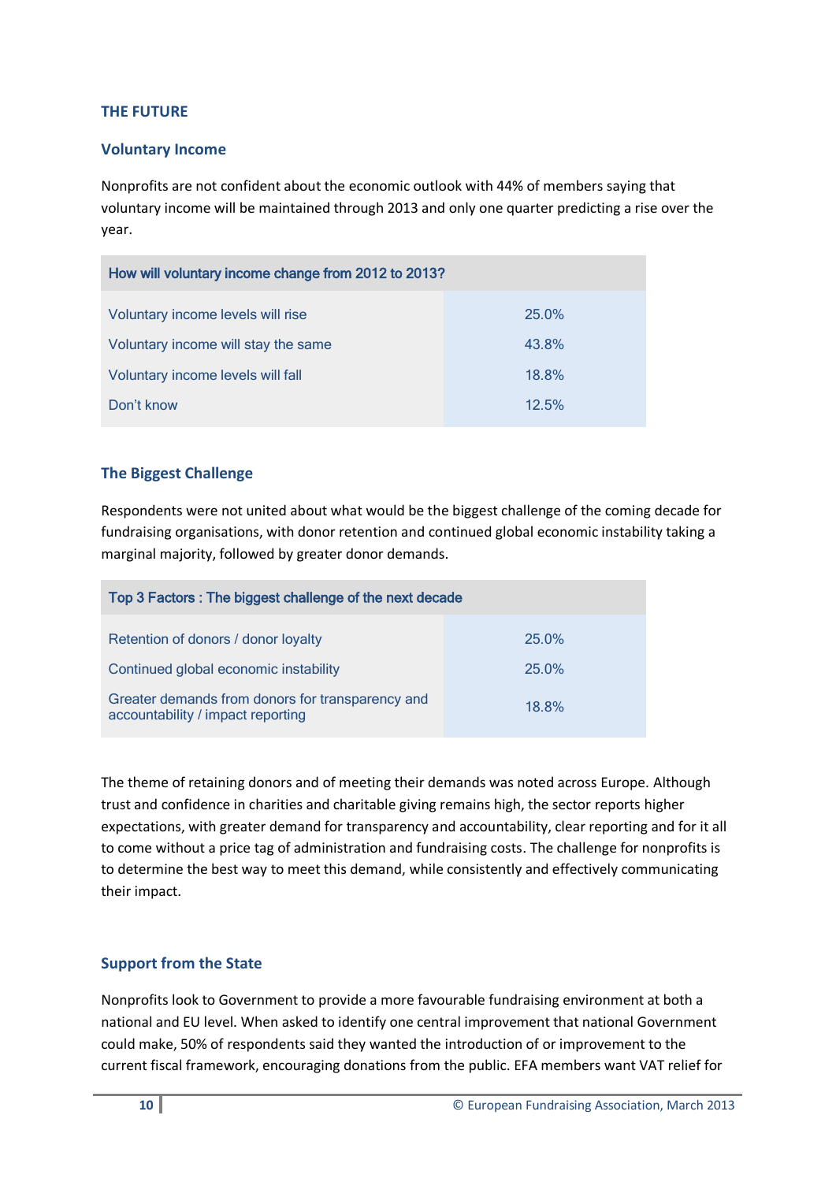## THE FUTURE

### Voluntary Income

Nonprofits are not confident about the economic outlook with 44% of members saying that voluntary income will be maintained through 2013 and only one quarter predicting a rise over the year.

| How will voluntary income change from 2012 to 2013? | |
|---|---|
| Voluntary income levels will rise | 25.0% |
| Voluntary income will stay the same | 43.8% |
| Voluntary income levels will fall | 18.8% |
| Don't know | 12.5% |

### The Biggest Challenge

Respondents were not united about what would be the biggest challenge of the coming decade for fundraising organisations, with donor retention and continued global economic instability taking a marginal majority, followed by greater donor demands.

| Top 3 Factors : The biggest challenge of the next decade | |
|---|---|
| Retention of donors / donor loyalty | 25.0% |
| Continued global economic instability | 25.0% |
| Greater demands from donors for transparency and accountability / impact reporting | 18.8% |

The theme of retaining donors and of meeting their demands was noted across Europe. Although trust and confidence in charities and charitable giving remains high, the sector reports higher expectations, with greater demand for transparency and accountability, clear reporting and for it all to come without a price tag of administration and fundraising costs. The challenge for nonprofits is to determine the best way to meet this demand, while consistently and effectively communicating their impact.

### Support from the State

Nonprofits look to Government to provide a more favourable fundraising environment at both a national and EU level. When asked to identify one central improvement that national Government could make, 50% of respondents said they wanted the introduction of or improvement to the current fiscal framework, encouraging donations from the public. EFA members want VAT relief for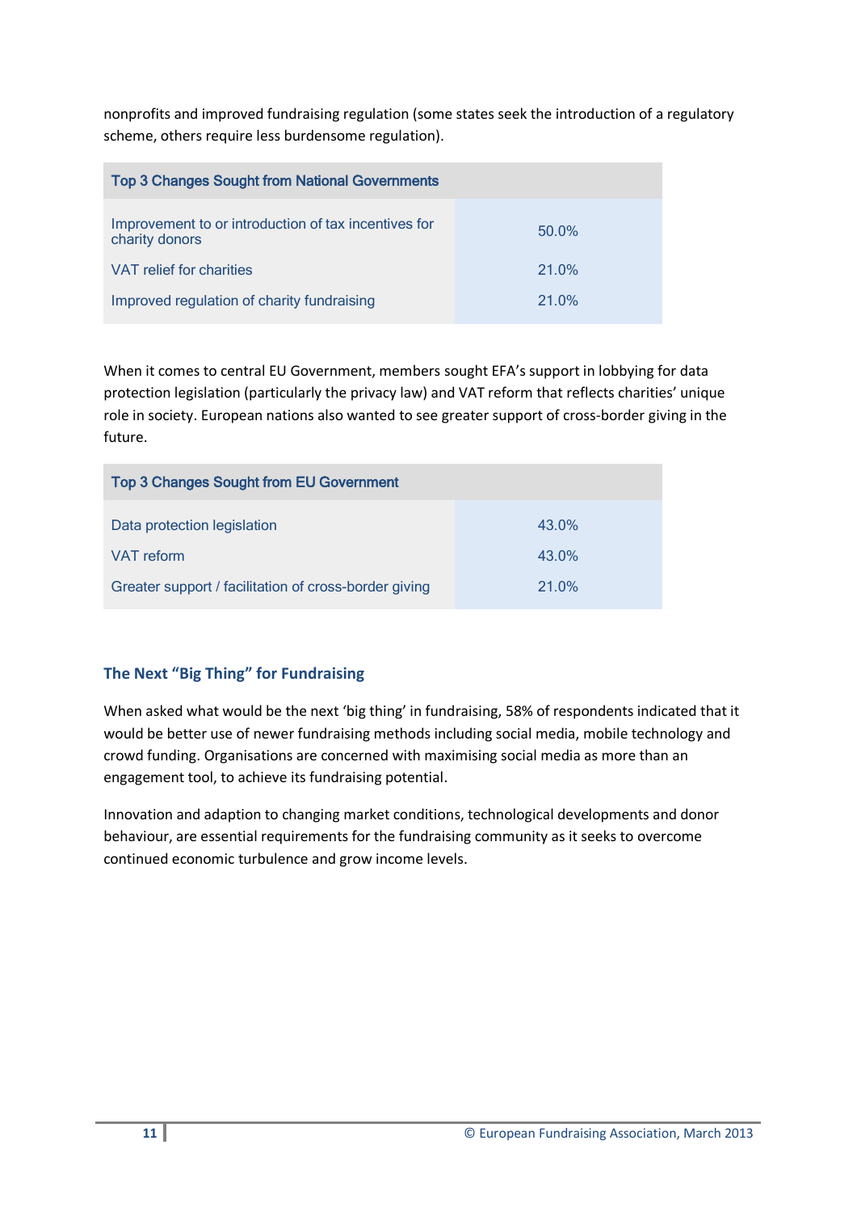nonprofits and improved fundraising regulation (some states seek the introduction of a regulatory scheme, others require less burdensome regulation).

| Top 3 Changes Sought from National Governments | |
|---|---|
| Improvement to or introduction of tax incentives for charity donors | 50.0% |
| VAT relief for charities | 21.0% |
| Improved regulation of charity fundraising | 21.0% |

When it comes to central EU Government, members sought EFA's support in lobbying for data protection legislation (particularly the privacy law) and VAT reform that reflects charities' unique role in society. European nations also wanted to see greater support of cross-border giving in the future.

| Top 3 Changes Sought from EU Government | |
|---|---|
| Data protection legislation | 43.0% |
| VAT reform | 43.0% |
| Greater support / facilitation of cross-border giving | 21.0% |

### The Next "Big Thing" for Fundraising

When asked what would be the next 'big thing' in fundraising, 58% of respondents indicated that it would be better use of newer fundraising methods including social media, mobile technology and crowd funding. Organisations are concerned with maximising social media as more than an engagement tool, to achieve its fundraising potential.

Innovation and adaption to changing market conditions, technological developments and donor behaviour, are essential requirements for the fundraising community as it seeks to overcome continued economic turbulence and grow income levels.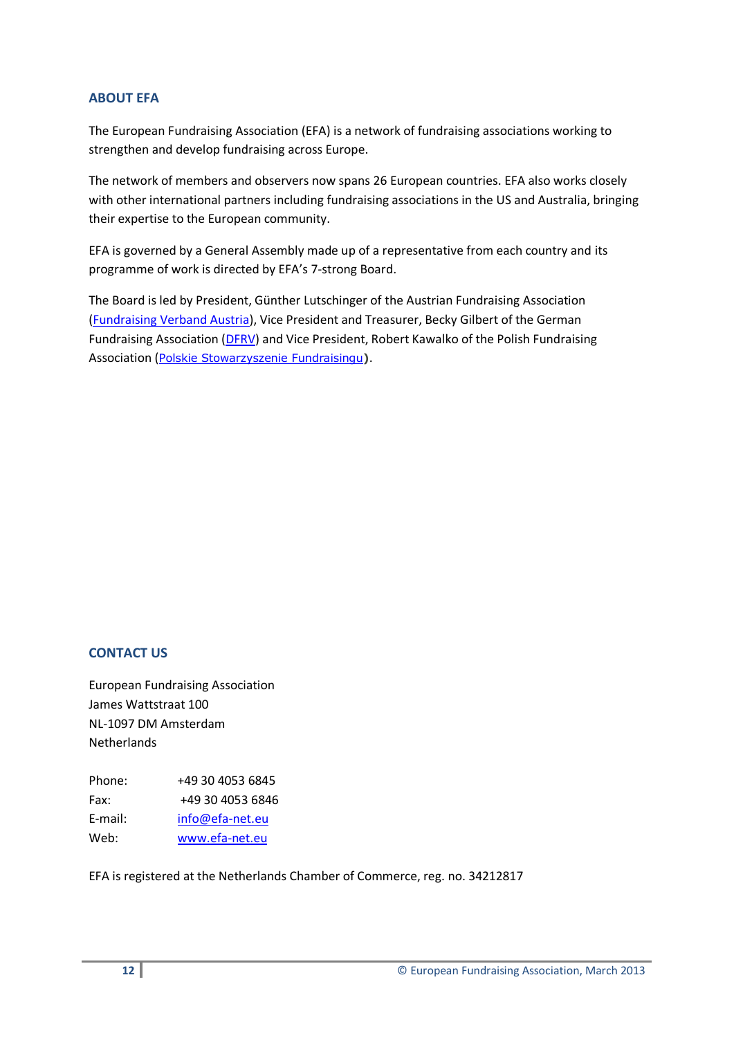## ABOUT EFA

The European Fundraising Association (EFA) is a network of fundraising associations working to strengthen and develop fundraising across Europe.

The network of members and observers now spans 26 European countries. EFA also works closely with other international partners including fundraising associations in the US and Australia, bringing their expertise to the European community.

EFA is governed by a General Assembly made up of a representative from each country and its programme of work is directed by EFA's 7-strong Board.

The Board is led by President, Günther Lutschinger of the Austrian Fundraising Association (Fundraising Verband Austria), Vice President and Treasurer, Becky Gilbert of the German Fundraising Association (DFRV) and Vice President, Robert Kawalko of the Polish Fundraising Association (Polskie Stowarzyszenie Fundraisingu).

## CONTACT US

European Fundraising Association
James Wattstraat 100
NL-1097 DM Amsterdam
Netherlands

| | |
|---|---|
| Phone: | +49 30 4053 6845 |
| Fax: | +49 30 4053 6846 |
| E-mail: | info@efa-net.eu |
| Web: | www.efa-net.eu |

EFA is registered at the Netherlands Chamber of Commerce, reg. no. 34212817

© European Fundraising Association, March 2013